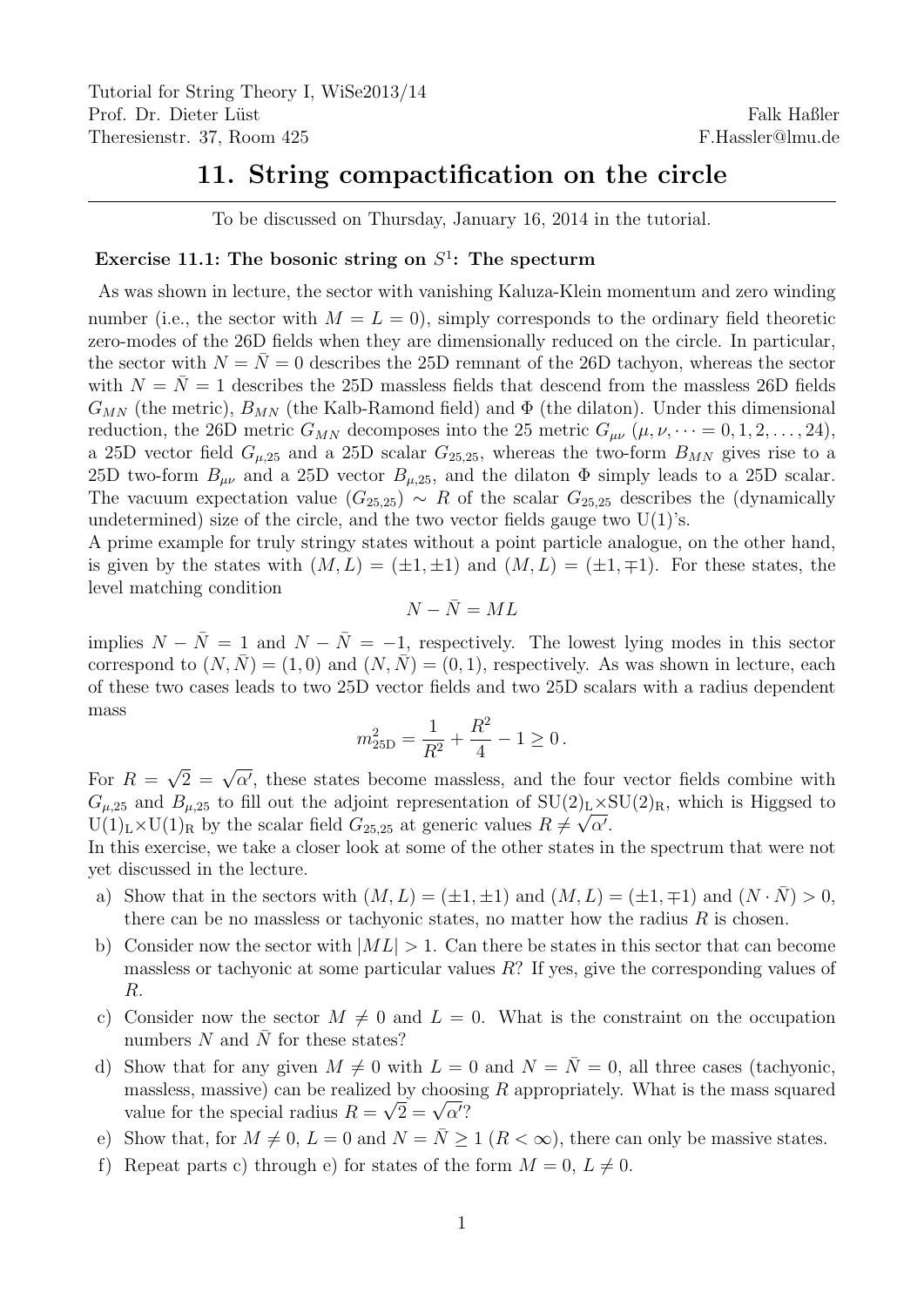Tutorial for String Theory I, WiSe2013/14
Prof. Dr. Dieter Lüst
Theresienstr. 37, Room 425

Falk Haßler
F.Hassler@lmu.de

# 11. String compactification on the circle

To be discussed on Thursday, January 16, 2014 in the tutorial.

### Exercise 11.1: The bosonic string on $S^1$: The specturm

As was shown in lecture, the sector with vanishing Kaluza-Klein momentum and zero winding number (i.e., the sector with $M = L = 0$), simply corresponds to the ordinary field theoretic zero-modes of the 26D fields when they are dimensionally reduced on the circle. In particular, the sector with $N = \bar{N} = 0$ describes the 25D remnant of the 26D tachyon, whereas the sector with $N = \bar{N} = 1$ describes the 25D massless fields that descend from the massless 26D fields $G_{MN}$ (the metric), $B_{MN}$ (the Kalb-Ramond field) and $\Phi$ (the dilaton). Under this dimensional reduction, the 26D metric $G_{MN}$ decomposes into the 25 metric $G_{\mu\nu}$ ($\mu, \nu, \dots = 0, 1, 2, \dots, 24$), a 25D vector field $G_{\mu,25}$ and a 25D scalar $G_{25,25}$, whereas the two-form $B_{MN}$ gives rise to a 25D two-form $B_{\mu\nu}$ and a 25D vector $B_{\mu,25}$, and the dilaton $\Phi$ simply leads to a 25D scalar. The vacuum expectation value $\langle G_{25,25}\rangle \sim R$ of the scalar $G_{25,25}$ describes the (dynamically undetermined) size of the circle, and the two vector fields gauge two U(1)'s.

A prime example for truly stringy states without a point particle analogue, on the other hand, is given by the states with $(M, L) = (\pm 1, \pm 1)$ and $(M, L) = (\pm 1, \mp 1)$. For these states, the level matching condition

$$N - \bar{N} = ML$$

implies $N - \bar{N} = 1$ and $N - \bar{N} = -1$, respectively. The lowest lying modes in this sector correspond to $(N, \bar{N}) = (1, 0)$ and $(N, \bar{N}) = (0, 1)$, respectively. As was shown in lecture, each of these two cases leads to two 25D vector fields and two 25D scalars with a radius dependent mass

$$m^2_{\text{25D}} = \frac{1}{R^2} + \frac{R^2}{4} - 1 \geq 0\,.$$

For $R = \sqrt{2} = \sqrt{\alpha'}$, these states become massless, and the four vector fields combine with $G_{\mu,25}$ and $B_{\mu,25}$ to fill out the adjoint representation of $\text{SU}(2)_\text{L}\times\text{SU}(2)_\text{R}$, which is Higgsed to $\text{U}(1)_\text{L}\times\text{U}(1)_\text{R}$ by the scalar field $G_{25,25}$ at generic values $R \neq \sqrt{\alpha'}$.

In this exercise, we take a closer look at some of the other states in the spectrum that were not yet discussed in the lecture.

a) Show that in the sectors with $(M, L) = (\pm 1, \pm 1)$ and $(M, L) = (\pm 1, \mp 1)$ and $(N \cdot \bar{N}) > 0$, there can be no massless or tachyonic states, no matter how the radius $R$ is chosen.

b) Consider now the sector with $|ML| > 1$. Can there be states in this sector that can become massless or tachyonic at some particular values $R$? If yes, give the corresponding values of $R$.

c) Consider now the sector $M \neq 0$ and $L = 0$. What is the constraint on the occupation numbers $N$ and $\bar{N}$ for these states?

d) Show that for any given $M \neq 0$ with $L = 0$ and $N = \bar{N} = 0$, all three cases (tachyonic, massless, massive) can be realized by choosing $R$ appropriately. What is the mass squared value for the special radius $R = \sqrt{2} = \sqrt{\alpha'}$?

e) Show that, for $M \neq 0$, $L = 0$ and $N = \bar{N} \geq 1$ ($R < \infty$), there can only be massive states.

f) Repeat parts c) through e) for states of the form $M = 0$, $L \neq 0$.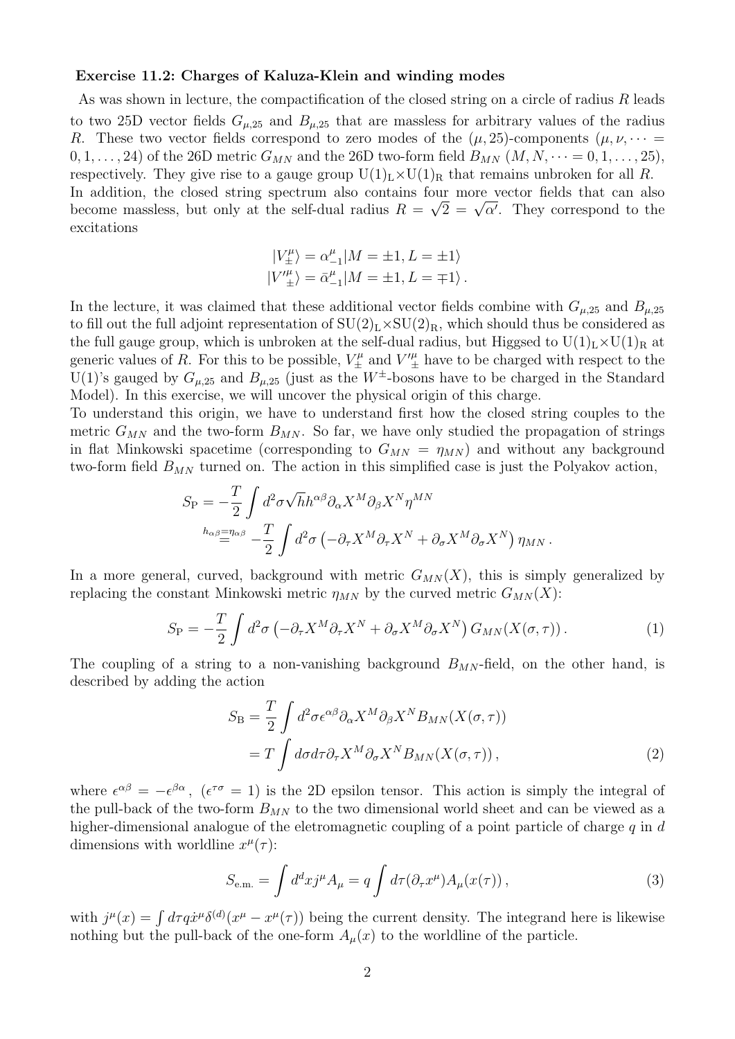**Exercise 11.2: Charges of Kaluza-Klein and winding modes**

As was shown in lecture, the compactification of the closed string on a circle of radius $R$ leads to two 25D vector fields $G_{\mu,25}$ and $B_{\mu,25}$ that are massless for arbitrary values of the radius $R$. These two vector fields correspond to zero modes of the $(\mu, 25)$-components $(\mu, \nu, \cdots = 0, 1, \ldots, 24)$ of the 26D metric $G_{MN}$ and the 26D two-form field $B_{MN}$ $(M, N, \cdots = 0, 1, \ldots, 25)$, respectively. They give rise to a gauge group $\mathrm{U}(1)_\mathrm{L}\times\mathrm{U}(1)_\mathrm{R}$ that remains unbroken for all $R$.

In addition, the closed string spectrum also contains four more vector fields that can also become massless, but only at the self-dual radius $R = \sqrt{2} = \sqrt{\alpha'}$. They correspond to the excitations

$$
\begin{aligned}
|V^\mu_\pm\rangle &= \alpha^\mu_{-1}|M = \pm 1, L = \pm 1\rangle \\
|V'^\mu_\pm\rangle &= \bar{\alpha}^\mu_{-1}|M = \pm 1, L = \mp 1\rangle\,.
\end{aligned}
$$

In the lecture, it was claimed that these additional vector fields combine with $G_{\mu,25}$ and $B_{\mu,25}$ to fill out the full adjoint representation of $\mathrm{SU}(2)_\mathrm{L}\times\mathrm{SU}(2)_\mathrm{R}$, which should thus be considered as the full gauge group, which is unbroken at the self-dual radius, but Higgsed to $\mathrm{U}(1)_\mathrm{L}\times\mathrm{U}(1)_\mathrm{R}$ at generic values of $R$. For this to be possible, $V^\mu_\pm$ and $V'^\mu_\pm$ have to be charged with respect to the U(1)'s gauged by $G_{\mu,25}$ and $B_{\mu,25}$ (just as the $W^\pm$-bosons have to be charged in the Standard Model). In this exercise, we will uncover the physical origin of this charge.

To understand this origin, we have to understand first how the closed string couples to the metric $G_{MN}$ and the two-form $B_{MN}$. So far, we have only studied the propagation of strings in flat Minkowski spacetime (corresponding to $G_{MN} = \eta_{MN}$) and without any background two-form field $B_{MN}$ turned on. The action in this simplified case is just the Polyakov action,

$$
\begin{aligned}
S_\mathrm{P} &= -\frac{T}{2}\int d^2\sigma\sqrt{h}h^{\alpha\beta}\partial_\alpha X^M\partial_\beta X^N\eta^{MN} \\
&\overset{h_{\alpha\beta}=\eta_{\alpha\beta}}{=} -\frac{T}{2}\int d^2\sigma\left(-\partial_\tau X^M\partial_\tau X^N + \partial_\sigma X^M\partial_\sigma X^N\right)\eta_{MN}\,.
\end{aligned}
$$

In a more general, curved, background with metric $G_{MN}(X)$, this is simply generalized by replacing the constant Minkowski metric $\eta_{MN}$ by the curved metric $G_{MN}(X)$:

$$
S_\mathrm{P} = -\frac{T}{2}\int d^2\sigma\left(-\partial_\tau X^M\partial_\tau X^N + \partial_\sigma X^M\partial_\sigma X^N\right)G_{MN}(X(\sigma,\tau))\,. \tag{1}
$$

The coupling of a string to a non-vanishing background $B_{MN}$-field, on the other hand, is described by adding the action

$$
\begin{aligned}
S_\mathrm{B} &= \frac{T}{2}\int d^2\sigma\epsilon^{\alpha\beta}\partial_\alpha X^M\partial_\beta X^N B_{MN}(X(\sigma,\tau)) \\
&= T\int d\sigma d\tau\partial_\tau X^M\partial_\sigma X^N B_{MN}(X(\sigma,\tau))\,,
\end{aligned} \tag{2}
$$

where $\epsilon^{\alpha\beta} = -\epsilon^{\beta\alpha}$, $(\epsilon^{\tau\sigma} = 1)$ is the 2D epsilon tensor. This action is simply the integral of the pull-back of the two-form $B_{MN}$ to the two dimensional world sheet and can be viewed as a higher-dimensional analogue of the eletromagnetic coupling of a point particle of charge $q$ in $d$ dimensions with worldline $x^\mu(\tau)$:

$$
S_\mathrm{e.m.} = \int d^dx j^\mu A_\mu = q\int d\tau(\partial_\tau x^\mu)A_\mu(x(\tau))\,, \tag{3}
$$

with $j^\mu(x) = \int d\tau q\dot{x}^\mu\delta^{(d)}(x^\mu - x^\mu(\tau))$ being the current density. The integrand here is likewise nothing but the pull-back of the one-form $A_\mu(x)$ to the worldline of the particle.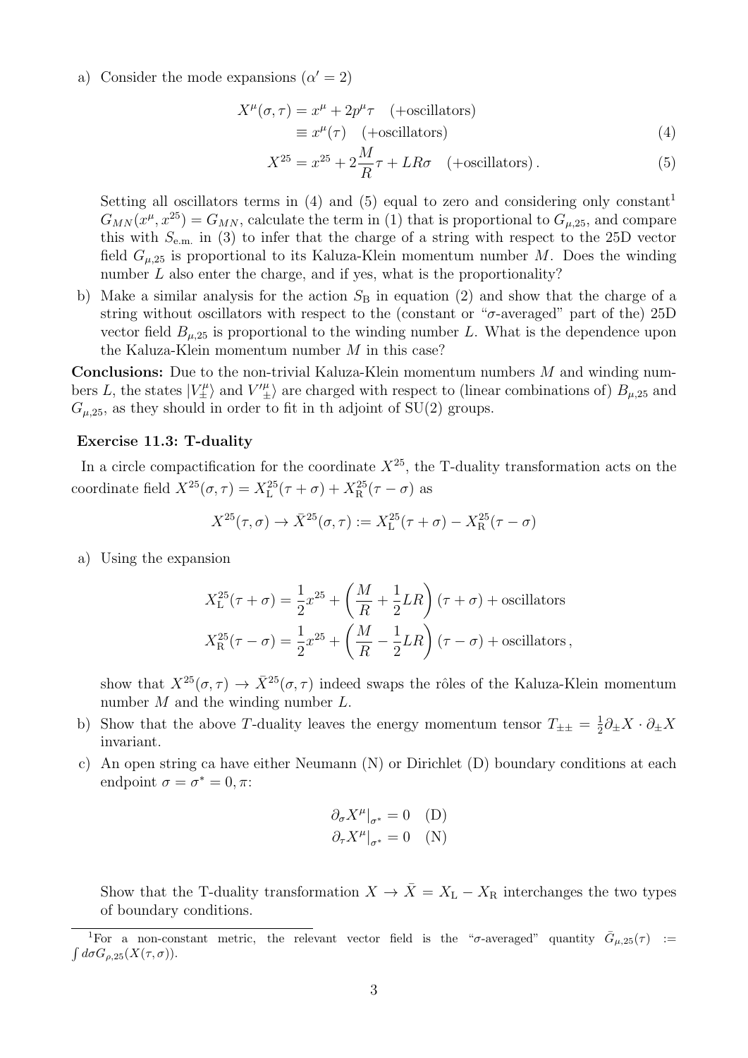a) Consider the mode expansions ($\alpha' = 2$)

$$
\begin{aligned}
X^\mu(\sigma,\tau) &= x^\mu + 2p^\mu \tau \quad \text{(+oscillators)} \\
&\equiv x^\mu(\tau) \quad \text{(+oscillators)} \qquad (4) \\
X^{25} &= x^{25} + 2\frac{M}{R}\tau + LR\sigma \quad \text{(+oscillators)}\,. \qquad (5)
\end{aligned}
$$

Setting all oscillators terms in (4) and (5) equal to zero and considering only constant[1] $G_{MN}(x^\mu, x^{25}) = G_{MN}$, calculate the term in (1) that is proportional to $G_{\mu,25}$, and compare this with $S_{\text{e.m.}}$ in (3) to infer that the charge of a string with respect to the 25D vector field $G_{\mu,25}$ is proportional to its Kaluza-Klein momentum number $M$. Does the winding number $L$ also enter the charge, and if yes, what is the proportionality?

b) Make a similar analysis for the action $S_{\text{B}}$ in equation (2) and show that the charge of a string without oscillators with respect to the (constant or "$\sigma$-averaged" part of the) 25D vector field $B_{\mu,25}$ is proportional to the winding number $L$. What is the dependence upon the Kaluza-Klein momentum number $M$ in this case?

**Conclusions:** Due to the non-trivial Kaluza-Klein momentum numbers $M$ and winding numbers $L$, the states $|V^\mu_\pm\rangle$ and $V'^\mu_\pm\rangle$ are charged with respect to (linear combinations of) $B_{\mu,25}$ and $G_{\mu,25}$, as they should in order to fit in th adjoint of SU(2) groups.

### Exercise 11.3: T-duality

In a circle compactification for the coordinate $X^{25}$, the T-duality transformation acts on the coordinate field $X^{25}(\sigma,\tau) = X^{25}_{\text{L}}(\tau+\sigma) + X^{25}_{\text{R}}(\tau-\sigma)$ as

$$
X^{25}(\tau,\sigma) \to \bar{X}^{25}(\sigma,\tau) := X^{25}_{\text{L}}(\tau+\sigma) - X^{25}_{\text{R}}(\tau-\sigma)
$$

a) Using the expansion

$$
\begin{aligned}
X^{25}_{\text{L}}(\tau+\sigma) &= \frac{1}{2}x^{25} + \left(\frac{M}{R} + \frac{1}{2}LR\right)(\tau+\sigma) + \text{oscillators} \\
X^{25}_{\text{R}}(\tau-\sigma) &= \frac{1}{2}x^{25} + \left(\frac{M}{R} - \frac{1}{2}LR\right)(\tau-\sigma) + \text{oscillators}\,,
\end{aligned}
$$

show that $X^{25}(\sigma,\tau) \to \bar{X}^{25}(\sigma,\tau)$ indeed swaps the rôles of the Kaluza-Klein momentum number $M$ and the winding number $L$.

b) Show that the above $T$-duality leaves the energy momentum tensor $T_{\pm\pm} = \frac{1}{2}\partial_\pm X \cdot \partial_\pm X$ invariant.

c) An open string ca have either Neumann (N) or Dirichlet (D) boundary conditions at each endpoint $\sigma = \sigma^* = 0, \pi$:

$$
\begin{aligned}
\partial_\sigma X^\mu\big|_{\sigma^*} &= 0 \quad \text{(D)} \\
\partial_\tau X^\mu\big|_{\sigma^*} &= 0 \quad \text{(N)}
\end{aligned}
$$

Show that the T-duality transformation $X \to \bar{X} = X_{\text{L}} - X_{\text{R}}$ interchanges the two types of boundary conditions.

---

[1] For a non-constant metric, the relevant vector field is the "$\sigma$-averaged" quantity $\bar{G}_{\mu,25}(\tau) := \int d\sigma G_{\rho,25}(X(\tau,\sigma))$.